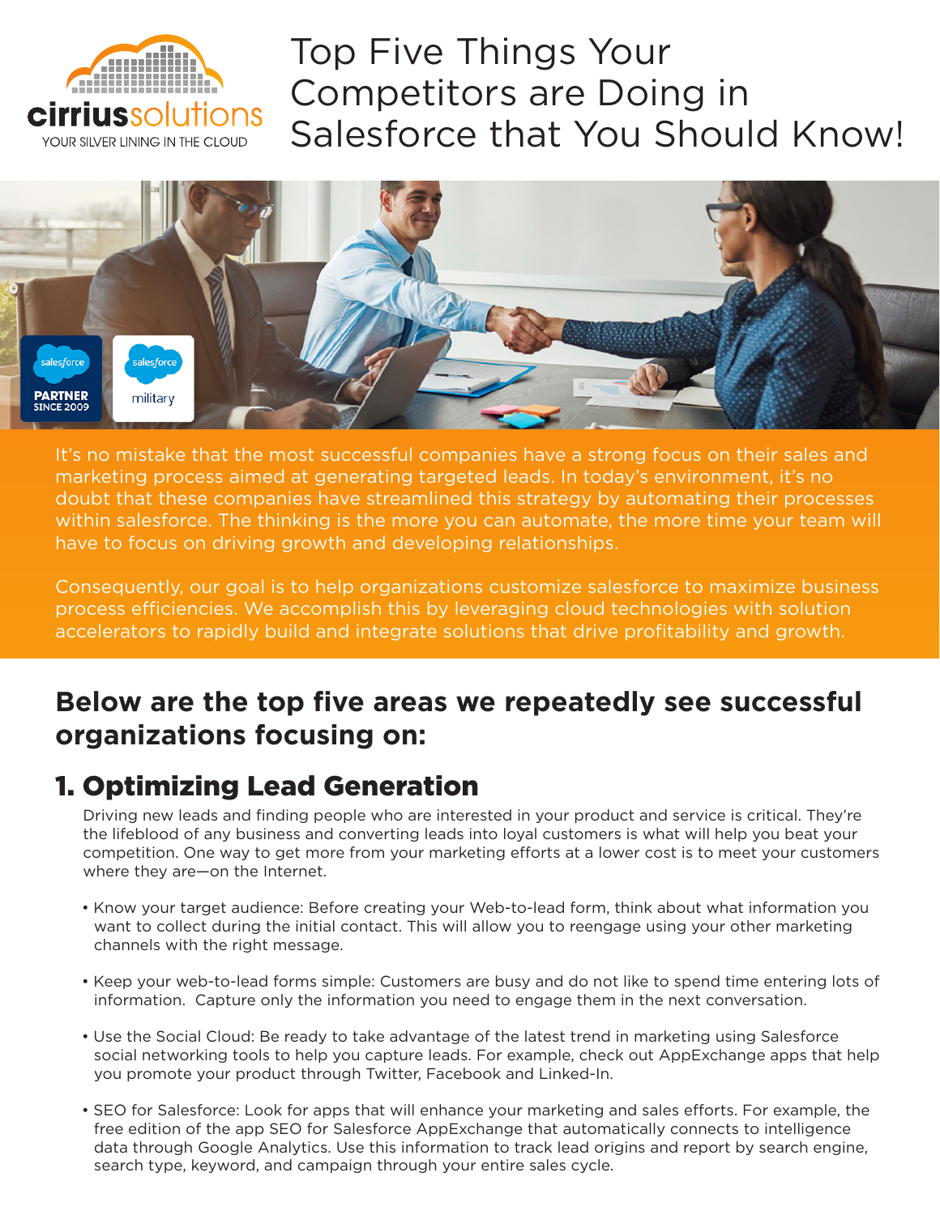cirriussolutions

YOUR SILVER LINING IN THE CLOUD

# Top Five Things Your Competitors are Doing in Salesforce that You Should Know!

salesforce PARTNER SINCE 2009

salesforce military

It's no mistake that the most successful companies have a strong focus on their sales and marketing process aimed at generating targeted leads. In today's environment, it's no doubt that these companies have streamlined this strategy by automating their processes within salesforce. The thinking is the more you can automate, the more time your team will have to focus on driving growth and developing relationships.

Consequently, our goal is to help organizations customize salesforce to maximize business process efficiencies. We accomplish this by leveraging cloud technologies with solution accelerators to rapidly build and integrate solutions that drive profitability and growth.

## Below are the top five areas we repeatedly see successful organizations focusing on:

## 1. Optimizing Lead Generation

Driving new leads and finding people who are interested in your product and service is critical. They're the lifeblood of any business and converting leads into loyal customers is what will help you beat your competition. One way to get more from your marketing efforts at a lower cost is to meet your customers where they are—on the Internet.

- Know your target audience: Before creating your Web-to-lead form, think about what information you want to collect during the initial contact. This will allow you to reengage using your other marketing channels with the right message.

- Keep your web-to-lead forms simple: Customers are busy and do not like to spend time entering lots of information. Capture only the information you need to engage them in the next conversation.

- Use the Social Cloud: Be ready to take advantage of the latest trend in marketing using Salesforce social networking tools to help you capture leads. For example, check out AppExchange apps that help you promote your product through Twitter, Facebook and Linked-In.

- SEO for Salesforce: Look for apps that will enhance your marketing and sales efforts. For example, the free edition of the app SEO for Salesforce AppExchange that automatically connects to intelligence data through Google Analytics. Use this information to track lead origins and report by search engine, search type, keyword, and campaign through your entire sales cycle.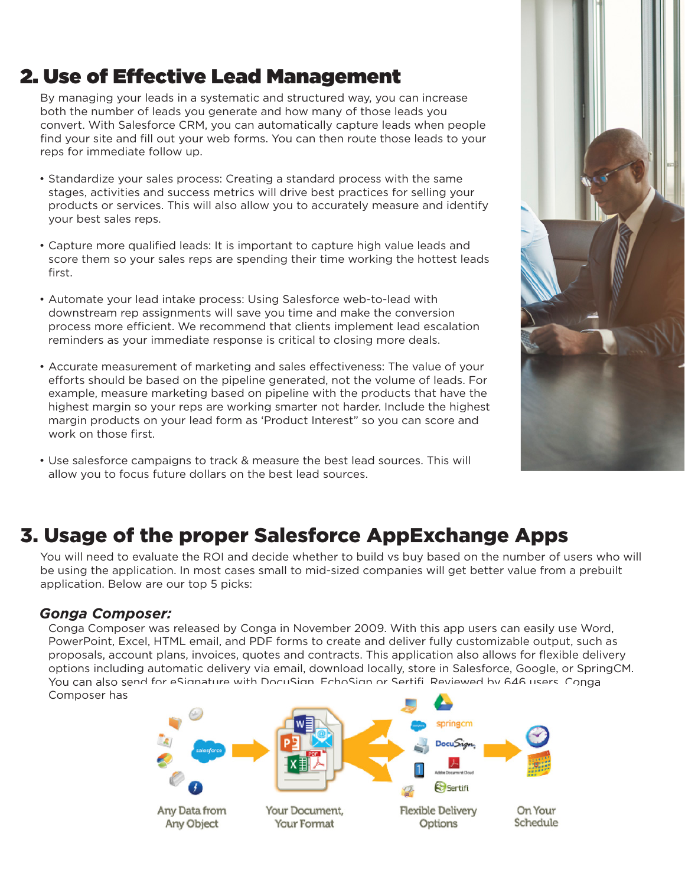## 2. Use of Effective Lead Management

By managing your leads in a systematic and structured way, you can increase both the number of leads you generate and how many of those leads you convert. With Salesforce CRM, you can automatically capture leads when people find your site and fill out your web forms. You can then route those leads to your reps for immediate follow up.

- Standardize your sales process: Creating a standard process with the same stages, activities and success metrics will drive best practices for selling your products or services. This will also allow you to accurately measure and identify your best sales reps.
- Capture more qualified leads: It is important to capture high value leads and score them so your sales reps are spending their time working the hottest leads first.
- Automate your lead intake process: Using Salesforce web-to-lead with downstream rep assignments will save you time and make the conversion process more efficient. We recommend that clients implement lead escalation reminders as your immediate response is critical to closing more deals.
- Accurate measurement of marketing and sales effectiveness: The value of your efforts should be based on the pipeline generated, not the volume of leads. For example, measure marketing based on pipeline with the products that have the highest margin so your reps are working smarter not harder. Include the highest margin products on your lead form as 'Product Interest" so you can score and work on those first.
- Use salesforce campaigns to track & measure the best lead sources. This will allow you to focus future dollars on the best lead sources.

## 3. Usage of the proper Salesforce AppExchange Apps

You will need to evaluate the ROI and decide whether to build vs buy based on the number of users who will be using the application. In most cases small to mid-sized companies will get better value from a prebuilt application. Below are our top 5 picks:

### *Gonga Composer:*

Conga Composer was released by Conga in November 2009. With this app users can easily use Word, PowerPoint, Excel, HTML email, and PDF forms to create and deliver fully customizable output, such as proposals, account plans, invoices, quotes and contracts. This application also allows for flexible delivery options including automatic delivery via email, download locally, store in Salesforce, Google, or SpringCM. You can also send for eSignature with DocuSign, EchoSign or Sertifi. Reviewed by 646 users, Conga Composer has

Any Data from Any Object → Your Document, Your Format → Flexible Delivery Options → On Your Schedule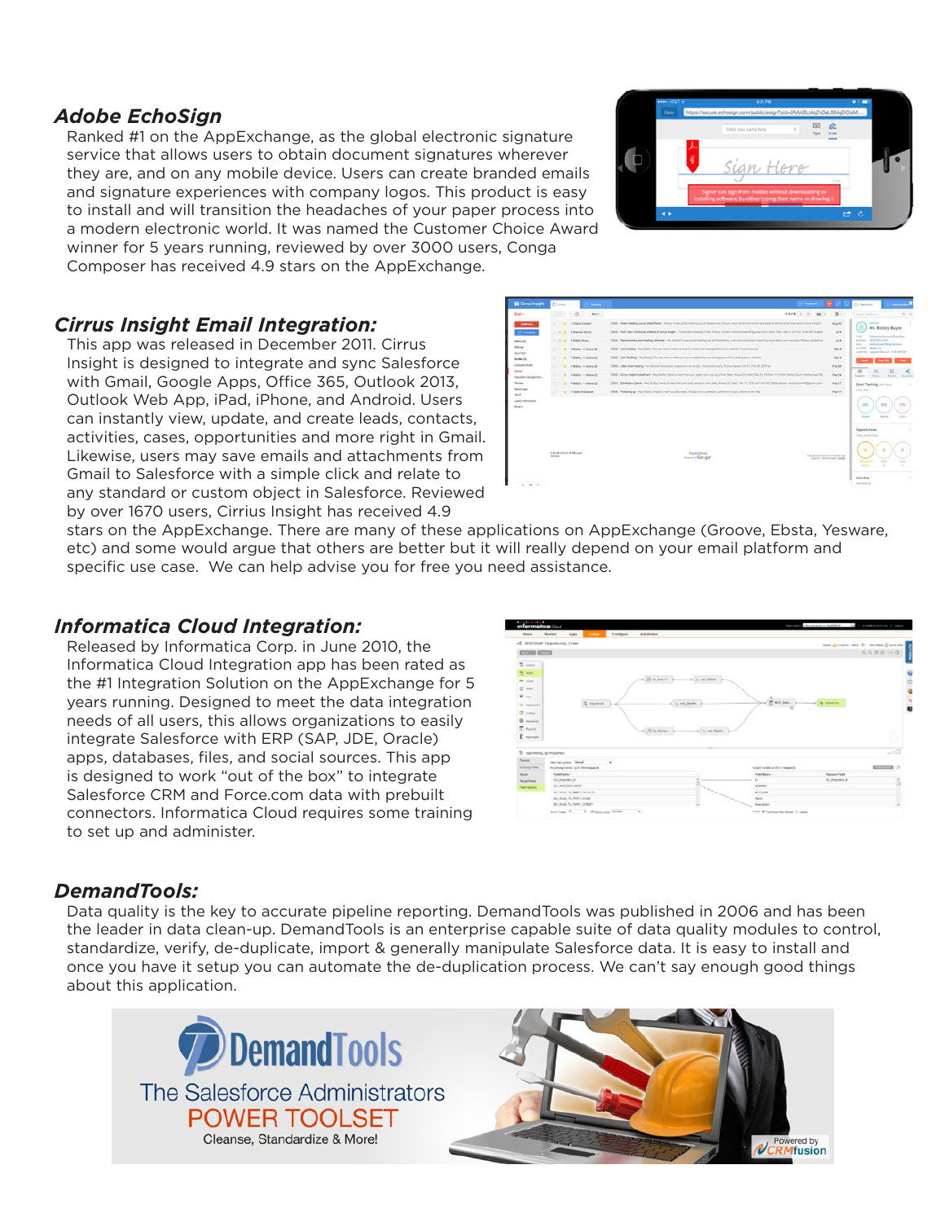### *Adobe EchoSign*

Ranked #1 on the AppExchange, as the global electronic signature service that allows users to obtain document signatures wherever they are, and on any mobile device. Users can create branded emails and signature experiences with company logos. This product is easy to install and will transition the headaches of your paper process into a modern electronic world. It was named the Customer Choice Award winner for 5 years running, reviewed by over 3000 users, Conga Composer has received 4.9 stars on the AppExchange.

### *Cirrus Insight Email Integration:*

This app was released in December 2011. Cirrus Insight is designed to integrate and sync Salesforce with Gmail, Google Apps, Office 365, Outlook 2013, Outlook Web App, iPad, iPhone, and Android. Users can instantly view, update, and create leads, contacts, activities, cases, opportunities and more right in Gmail. Likewise, users may save emails and attachments from Gmail to Salesforce with a simple click and relate to any standard or custom object in Salesforce. Reviewed by over 1670 users, Cirrius Insight has received 4.9 stars on the AppExchange. There are many of these applications on AppExchange (Groove, Ebsta, Yesware, etc) and some would argue that others are better but it will really depend on your email platform and specific use case. We can help advise you for free you need assistance.

### *Informatica Cloud Integration:*

Released by Informatica Corp. in June 2010, the Informatica Cloud Integration app has been rated as the #1 Integration Solution on the AppExchange for 5 years running. Designed to meet the data integration needs of all users, this allows organizations to easily integrate Salesforce with ERP (SAP, JDE, Oracle) apps, databases, files, and social sources. This app is designed to work "out of the box" to integrate Salesforce CRM and Force.com data with prebuilt connectors. Informatica Cloud requires some training to set up and administer.

### *DemandTools:*

Data quality is the key to accurate pipeline reporting. DemandTools was published in 2006 and has been the leader in data clean-up. DemandTools is an enterprise capable suite of data quality modules to control, standardize, verify, de-duplicate, import & generally manipulate Salesforce data. It is easy to install and once you have it setup you can automate the de-duplication process. We can't say enough good things about this application.

DemandTools

The Salesforce Administrators

POWER TOOLSET

Cleanse, Standardize & More!

Powered by CRMfusion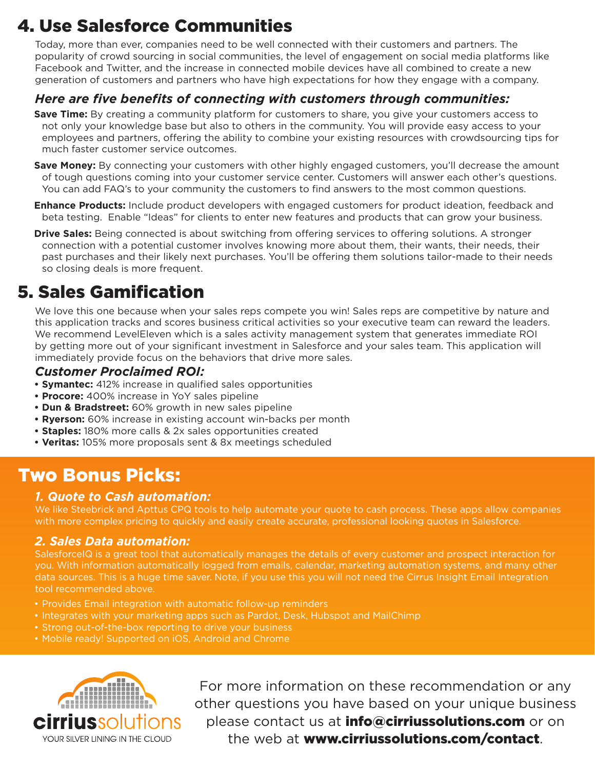## 4. Use Salesforce Communities

Today, more than ever, companies need to be well connected with their customers and partners. The popularity of crowd sourcing in social communities, the level of engagement on social media platforms like Facebook and Twitter, and the increase in connected mobile devices have all combined to create a new generation of customers and partners who have high expectations for how they engage with a company.

### *Here are five benefits of connecting with customers through communities:*

**Save Time:** By creating a community platform for customers to share, you give your customers access to not only your knowledge base but also to others in the community. You will provide easy access to your employees and partners, offering the ability to combine your existing resources with crowdsourcing tips for much faster customer service outcomes.

**Save Money:** By connecting your customers with other highly engaged customers, you'll decrease the amount of tough questions coming into your customer service center. Customers will answer each other's questions. You can add FAQ's to your community the customers to find answers to the most common questions.

**Enhance Products:** Include product developers with engaged customers for product ideation, feedback and beta testing. Enable "Ideas" for clients to enter new features and products that can grow your business.

**Drive Sales:** Being connected is about switching from offering services to offering solutions. A stronger connection with a potential customer involves knowing more about them, their wants, their needs, their past purchases and their likely next purchases. You'll be offering them solutions tailor-made to their needs so closing deals is more frequent.

## 5. Sales Gamification

We love this one because when your sales reps compete you win! Sales reps are competitive by nature and this application tracks and scores business critical activities so your executive team can reward the leaders. We recommend LevelEleven which is a sales activity management system that generates immediate ROI by getting more out of your significant investment in Salesforce and your sales team. This application will immediately provide focus on the behaviors that drive more sales.

### *Customer Proclaimed ROI:*

- **Symantec:** 412% increase in qualified sales opportunities
- **Procore:** 400% increase in YoY sales pipeline
- **Dun & Bradstreet:** 60% growth in new sales pipeline
- **Ryerson:** 60% increase in existing account win-backs per month
- **Staples:** 180% more calls & 2x sales opportunities created
- **Veritas:** 105% more proposals sent & 8x meetings scheduled

## Two Bonus Picks:

### *1. Quote to Cash automation:*

We like Steebrick and Apttus CPQ tools to help automate your quote to cash process. These apps allow companies with more complex pricing to quickly and easily create accurate, professional looking quotes in Salesforce.

### *2. Sales Data automation:*

SalesforceIQ is a great tool that automatically manages the details of every customer and prospect interaction for you. With information automatically logged from emails, calendar, marketing automation systems, and many other data sources. This is a huge time saver. Note, if you use this you will not need the Cirrus Insight Email Integration tool recommended above.

- Provides Email integration with automatic follow-up reminders
- Integrates with your marketing apps such as Pardot, Desk, Hubspot and MailChimp
- Strong out-of-the-box reporting to drive your business
- Mobile ready! Supported on iOS, Android and Chrome

cirriussolutions
YOUR SILVER LINING IN THE CLOUD

For more information on these recommendation or any other questions you have based on your unique business please contact us at **info@cirriussolutions.com** or on the web at **www.cirriussolutions.com/contact**.